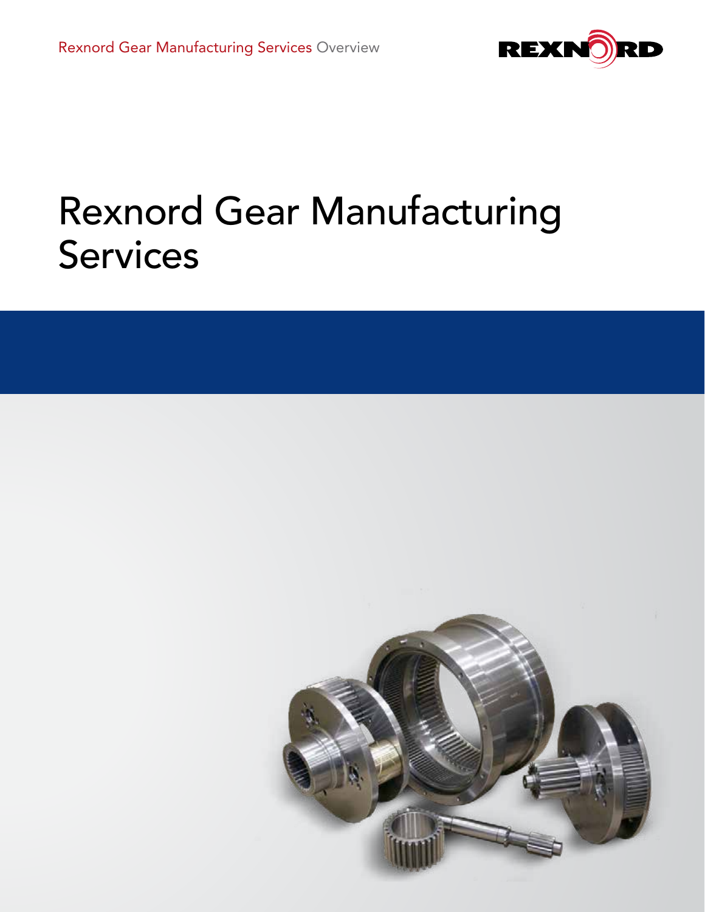Rexnord Gear Manufacturing Services Overview

REXNORD

# Rexnord Gear Manufacturing Services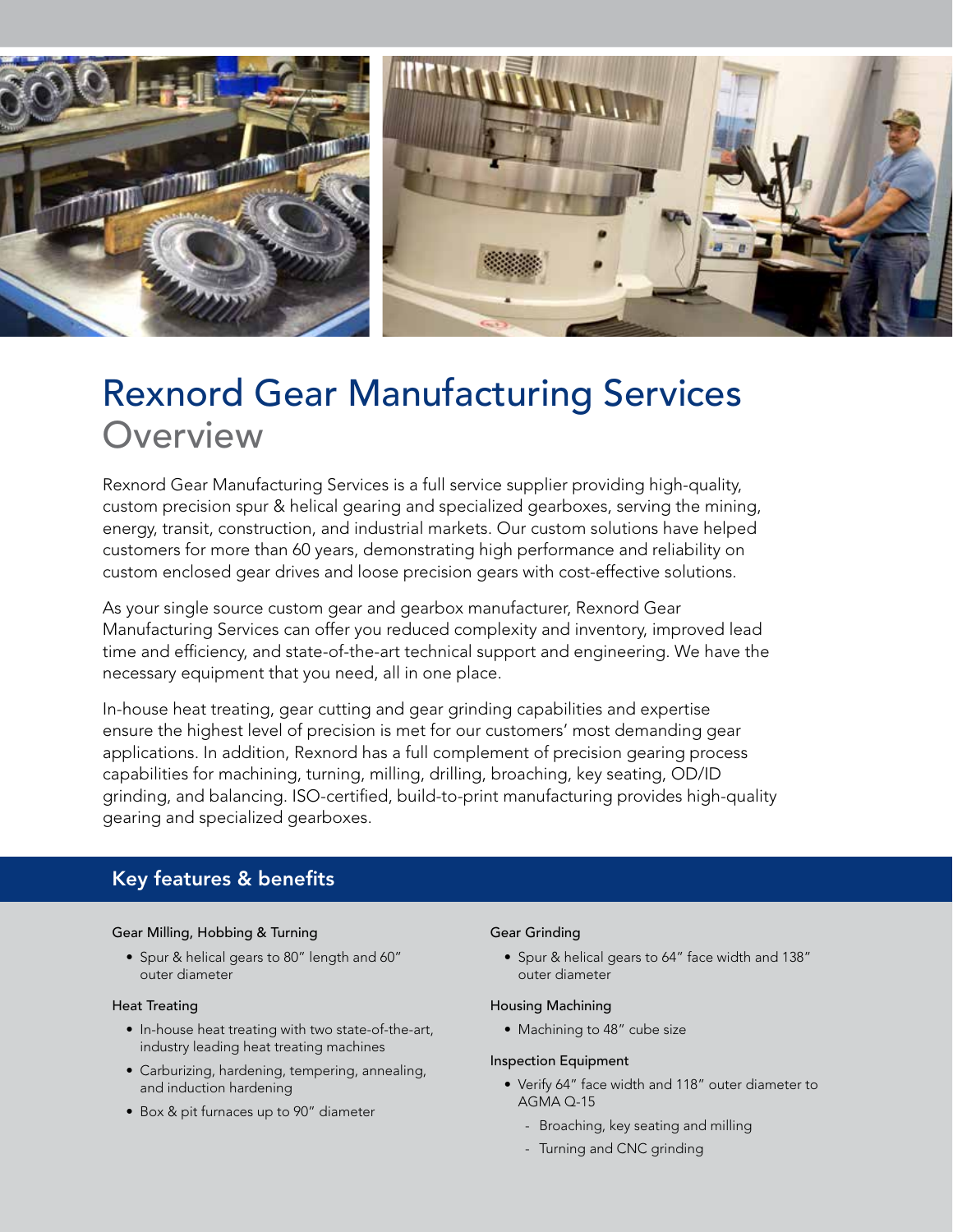# Rexnord Gear Manufacturing Services
## Overview

Rexnord Gear Manufacturing Services is a full service supplier providing high-quality, custom precision spur & helical gearing and specialized gearboxes, serving the mining, energy, transit, construction, and industrial markets. Our custom solutions have helped customers for more than 60 years, demonstrating high performance and reliability on custom enclosed gear drives and loose precision gears with cost-effective solutions.

As your single source custom gear and gearbox manufacturer, Rexnord Gear Manufacturing Services can offer you reduced complexity and inventory, improved lead time and efficiency, and state-of-the-art technical support and engineering. We have the necessary equipment that you need, all in one place.

In-house heat treating, gear cutting and gear grinding capabilities and expertise ensure the highest level of precision is met for our customers' most demanding gear applications. In addition, Rexnord has a full complement of precision gearing process capabilities for machining, turning, milling, drilling, broaching, key seating, OD/ID grinding, and balancing. ISO-certified, build-to-print manufacturing provides high-quality gearing and specialized gearboxes.

## Key features & benefits

#### Gear Milling, Hobbing & Turning

- Spur & helical gears to 80" length and 60" outer diameter

#### Heat Treating

- In-house heat treating with two state-of-the-art, industry leading heat treating machines
- Carburizing, hardening, tempering, annealing, and induction hardening
- Box & pit furnaces up to 90" diameter

#### Gear Grinding

- Spur & helical gears to 64" face width and 138" outer diameter

#### Housing Machining

- Machining to 48" cube size

#### Inspection Equipment

- Verify 64" face width and 118" outer diameter to AGMA Q-15
  - Broaching, key seating and milling
  - Turning and CNC grinding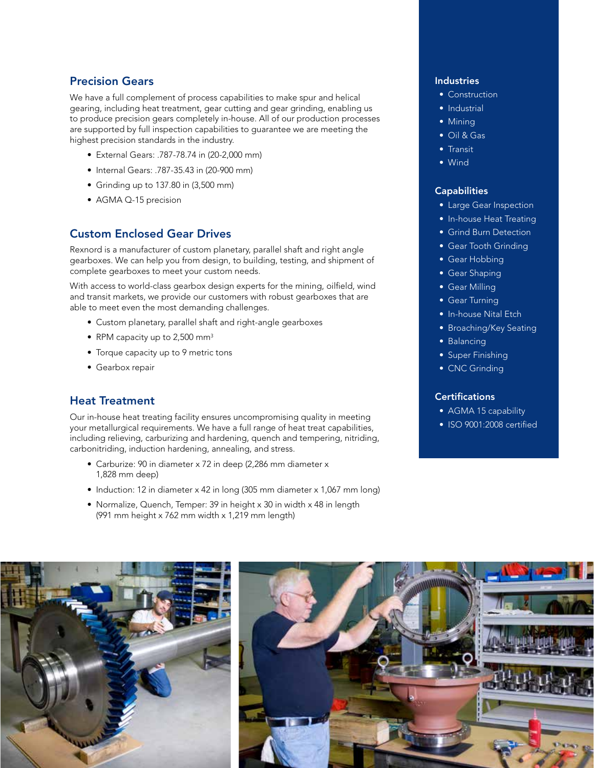## Precision Gears

We have a full complement of process capabilities to make spur and helical gearing, including heat treatment, gear cutting and gear grinding, enabling us to produce precision gears completely in-house. All of our production processes are supported by full inspection capabilities to guarantee we are meeting the highest precision standards in the industry.

- External Gears: .787-78.74 in (20-2,000 mm)
- Internal Gears: .787-35.43 in (20-900 mm)
- Grinding up to 137.80 in (3,500 mm)
- AGMA Q-15 precision

## Custom Enclosed Gear Drives

Rexnord is a manufacturer of custom planetary, parallel shaft and right angle gearboxes. We can help you from design, to building, testing, and shipment of complete gearboxes to meet your custom needs.

With access to world-class gearbox design experts for the mining, oilfield, wind and transit markets, we provide our customers with robust gearboxes that are able to meet even the most demanding challenges.

- Custom planetary, parallel shaft and right-angle gearboxes
- RPM capacity up to 2,500 $mm^3$
- Torque capacity up to 9 metric tons
- Gearbox repair

## Heat Treatment

Our in-house heat treating facility ensures uncompromising quality in meeting your metallurgical requirements. We have a full range of heat treat capabilities, including relieving, carburizing and hardening, quench and tempering, nitriding, carbonitriding, induction hardening, annealing, and stress.

- Carburize: 90 in diameter x 72 in deep (2,286 mm diameter x 1,828 mm deep)
- Induction: 12 in diameter x 42 in long (305 mm diameter x 1,067 mm long)
- Normalize, Quench, Temper: 39 in height x 30 in width x 48 in length (991 mm height x 762 mm width x 1,219 mm length)

### Industries

- Construction
- Industrial
- Mining
- Oil & Gas
- Transit
- Wind

### Capabilities

- Large Gear Inspection
- In-house Heat Treating
- Grind Burn Detection
- Gear Tooth Grinding
- Gear Hobbing
- Gear Shaping
- Gear Milling
- Gear Turning
- In-house Nital Etch
- Broaching/Key Seating
- Balancing
- Super Finishing
- CNC Grinding

### Certifications

- AGMA 15 capability
- ISO 9001:2008 certified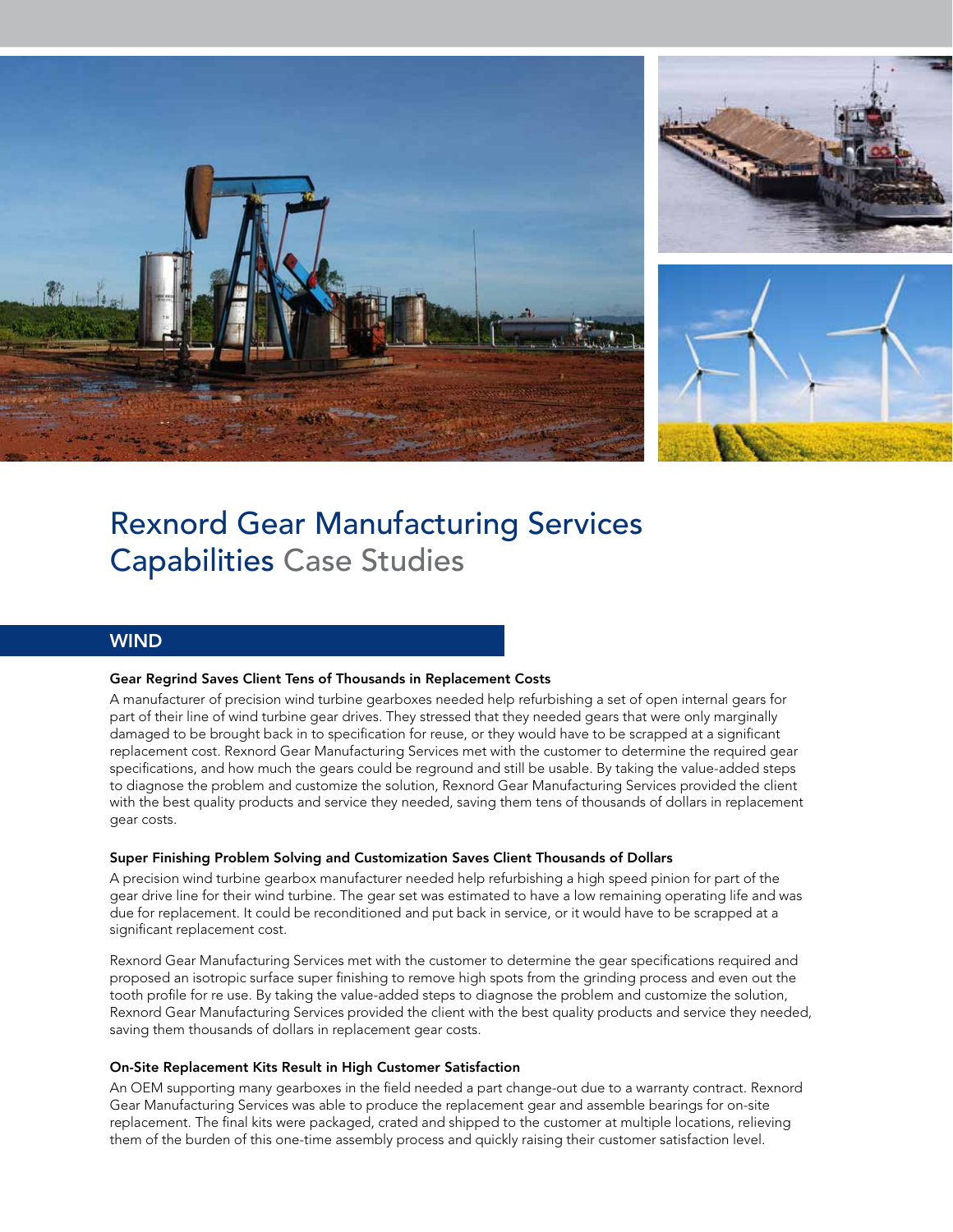# Rexnord Gear Manufacturing Services Capabilities Case Studies

## WIND

### Gear Regrind Saves Client Tens of Thousands in Replacement Costs

A manufacturer of precision wind turbine gearboxes needed help refurbishing a set of open internal gears for part of their line of wind turbine gear drives. They stressed that they needed gears that were only marginally damaged to be brought back in to specification for reuse, or they would have to be scrapped at a significant replacement cost. Rexnord Gear Manufacturing Services met with the customer to determine the required gear specifications, and how much the gears could be reground and still be usable. By taking the value-added steps to diagnose the problem and customize the solution, Rexnord Gear Manufacturing Services provided the client with the best quality products and service they needed, saving them tens of thousands of dollars in replacement gear costs.

### Super Finishing Problem Solving and Customization Saves Client Thousands of Dollars

A precision wind turbine gearbox manufacturer needed help refurbishing a high speed pinion for part of the gear drive line for their wind turbine. The gear set was estimated to have a low remaining operating life and was due for replacement. It could be reconditioned and put back in service, or it would have to be scrapped at a significant replacement cost.

Rexnord Gear Manufacturing Services met with the customer to determine the gear specifications required and proposed an isotropic surface super finishing to remove high spots from the grinding process and even out the tooth profile for re use. By taking the value-added steps to diagnose the problem and customize the solution, Rexnord Gear Manufacturing Services provided the client with the best quality products and service they needed, saving them thousands of dollars in replacement gear costs.

### On-Site Replacement Kits Result in High Customer Satisfaction

An OEM supporting many gearboxes in the field needed a part change-out due to a warranty contract. Rexnord Gear Manufacturing Services was able to produce the replacement gear and assemble bearings for on-site replacement. The final kits were packaged, crated and shipped to the customer at multiple locations, relieving them of the burden of this one-time assembly process and quickly raising their customer satisfaction level.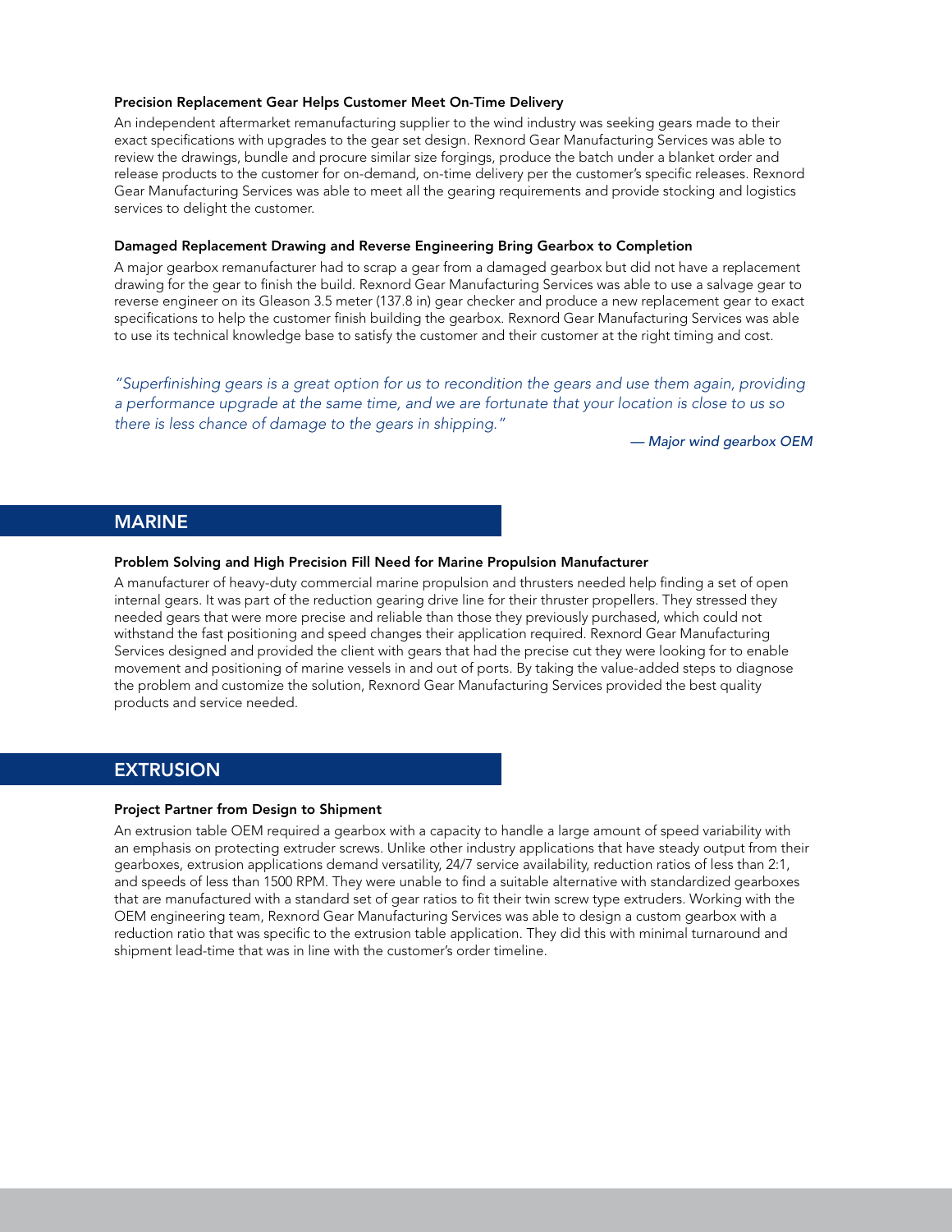### Precision Replacement Gear Helps Customer Meet On-Time Delivery

An independent aftermarket remanufacturing supplier to the wind industry was seeking gears made to their exact specifications with upgrades to the gear set design. Rexnord Gear Manufacturing Services was able to review the drawings, bundle and procure similar size forgings, produce the batch under a blanket order and release products to the customer for on-demand, on-time delivery per the customer's specific releases. Rexnord Gear Manufacturing Services was able to meet all the gearing requirements and provide stocking and logistics services to delight the customer.

### Damaged Replacement Drawing and Reverse Engineering Bring Gearbox to Completion

A major gearbox remanufacturer had to scrap a gear from a damaged gearbox but did not have a replacement drawing for the gear to finish the build. Rexnord Gear Manufacturing Services was able to use a salvage gear to reverse engineer on its Gleason 3.5 meter (137.8 in) gear checker and produce a new replacement gear to exact specifications to help the customer finish building the gearbox. Rexnord Gear Manufacturing Services was able to use its technical knowledge base to satisfy the customer and their customer at the right timing and cost.

*"Superfinishing gears is a great option for us to recondition the gears and use them again, providing a performance upgrade at the same time, and we are fortunate that your location is close to us so there is less chance of damage to the gears in shipping."*

*— Major wind gearbox OEM*

## MARINE

### Problem Solving and High Precision Fill Need for Marine Propulsion Manufacturer

A manufacturer of heavy-duty commercial marine propulsion and thrusters needed help finding a set of open internal gears. It was part of the reduction gearing drive line for their thruster propellers. They stressed they needed gears that were more precise and reliable than those they previously purchased, which could not withstand the fast positioning and speed changes their application required. Rexnord Gear Manufacturing Services designed and provided the client with gears that had the precise cut they were looking for to enable movement and positioning of marine vessels in and out of ports. By taking the value-added steps to diagnose the problem and customize the solution, Rexnord Gear Manufacturing Services provided the best quality products and service needed.

## EXTRUSION

### Project Partner from Design to Shipment

An extrusion table OEM required a gearbox with a capacity to handle a large amount of speed variability with an emphasis on protecting extruder screws. Unlike other industry applications that have steady output from their gearboxes, extrusion applications demand versatility, 24/7 service availability, reduction ratios of less than 2:1, and speeds of less than 1500 RPM. They were unable to find a suitable alternative with standardized gearboxes that are manufactured with a standard set of gear ratios to fit their twin screw type extruders. Working with the OEM engineering team, Rexnord Gear Manufacturing Services was able to design a custom gearbox with a reduction ratio that was specific to the extrusion table application. They did this with minimal turnaround and shipment lead-time that was in line with the customer's order timeline.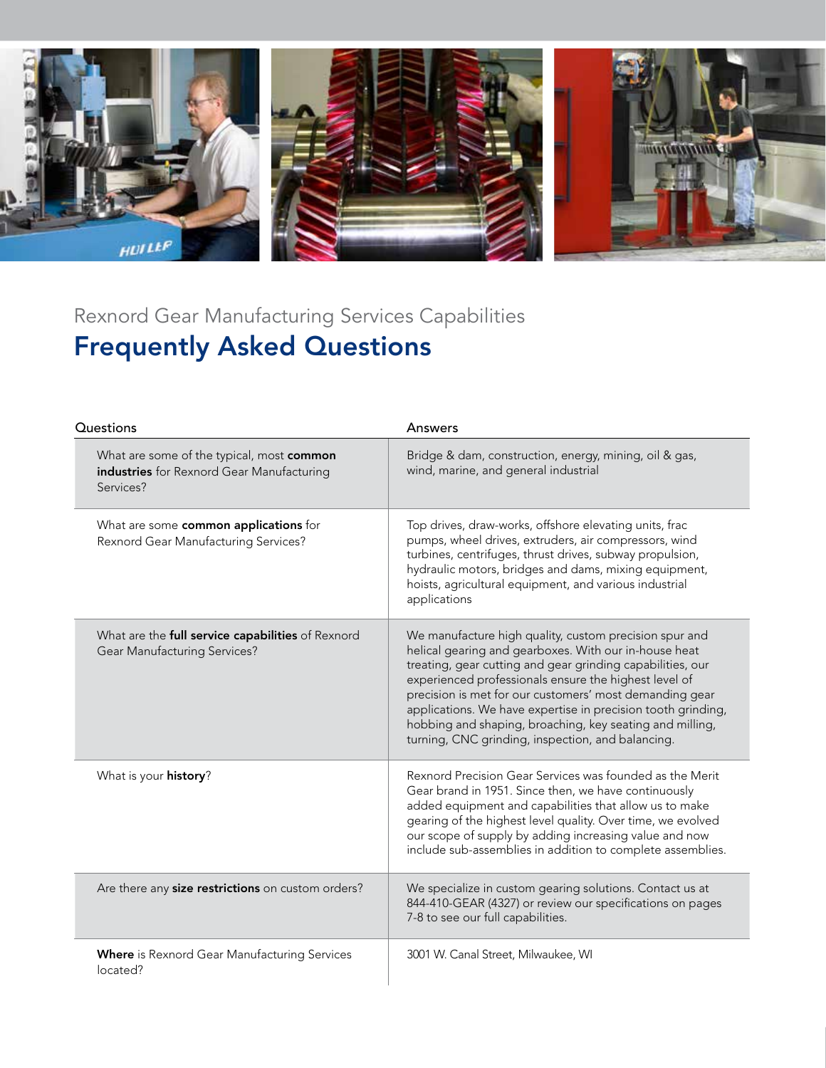Rexnord Gear Manufacturing Services Capabilities

# Frequently Asked Questions

| Questions | Answers |
|---|---|
| What are some of the typical, most **common industries** for Rexnord Gear Manufacturing Services? | Bridge & dam, construction, energy, mining, oil & gas, wind, marine, and general industrial |
| What are some **common applications** for Rexnord Gear Manufacturing Services? | Top drives, draw-works, offshore elevating units, frac pumps, wheel drives, extruders, air compressors, wind turbines, centrifuges, thrust drives, subway propulsion, hydraulic motors, bridges and dams, mixing equipment, hoists, agricultural equipment, and various industrial applications |
| What are the **full service capabilities** of Rexnord Gear Manufacturing Services? | We manufacture high quality, custom precision spur and helical gearing and gearboxes. With our in-house heat treating, gear cutting and gear grinding capabilities, our experienced professionals ensure the highest level of precision is met for our customers' most demanding gear applications. We have expertise in precision tooth grinding, hobbing and shaping, broaching, key seating and milling, turning, CNC grinding, inspection, and balancing. |
| What is your **history**? | Rexnord Precision Gear Services was founded as the Merit Gear brand in 1951. Since then, we have continuously added equipment and capabilities that allow us to make gearing of the highest level quality. Over time, we evolved our scope of supply by adding increasing value and now include sub-assemblies in addition to complete assemblies. |
| Are there any **size restrictions** on custom orders? | We specialize in custom gearing solutions. Contact us at 844-410-GEAR (4327) or review our specifications on pages 7-8 to see our full capabilities. |
| **Where** is Rexnord Gear Manufacturing Services located? | 3001 W. Canal Street, Milwaukee, WI |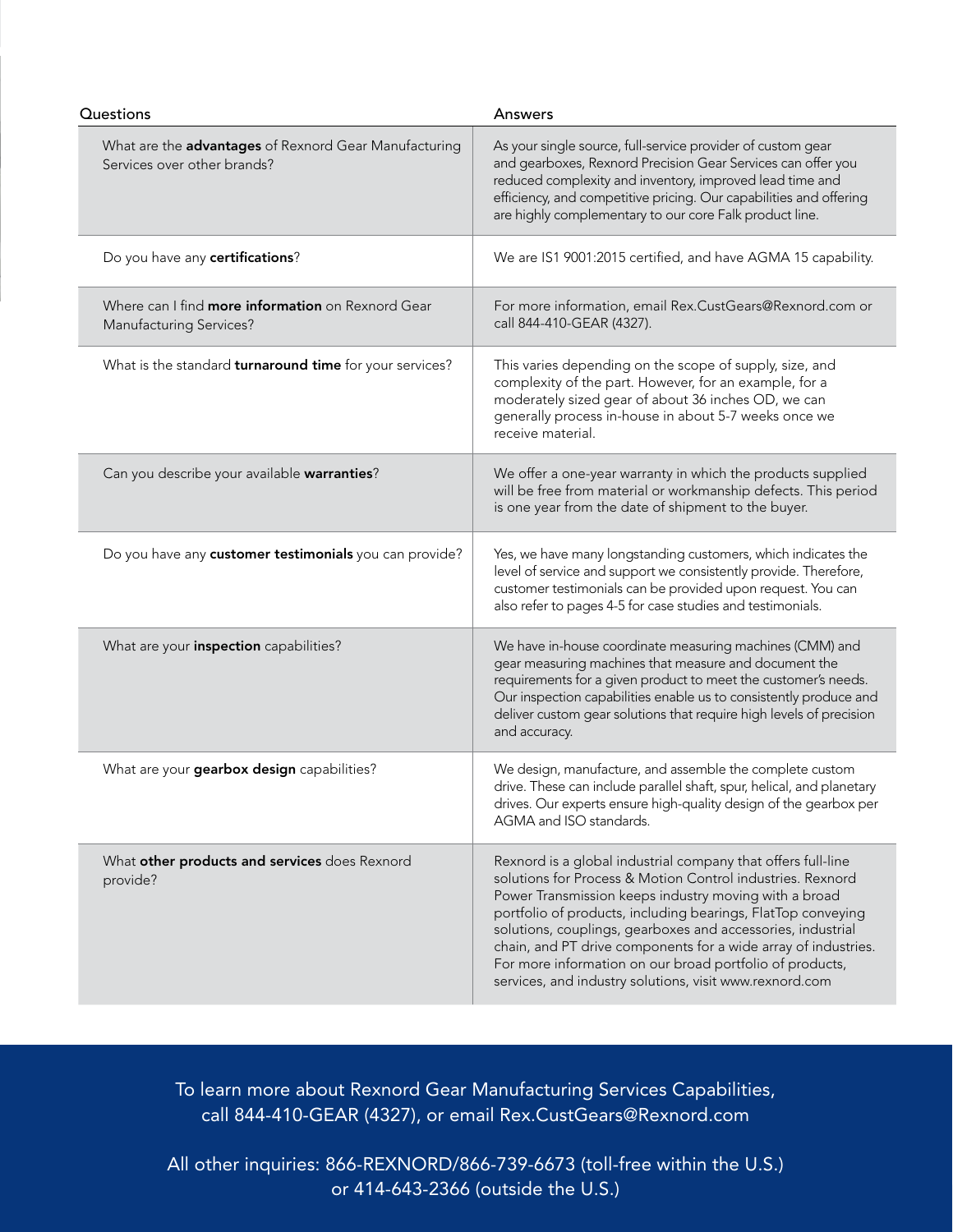| Questions | Answers |
|---|---|
| What are the **advantages** of Rexnord Gear Manufacturing Services over other brands? | As your single source, full-service provider of custom gear and gearboxes, Rexnord Precision Gear Services can offer you reduced complexity and inventory, improved lead time and efficiency, and competitive pricing. Our capabilities and offering are highly complementary to our core Falk product line. |
| Do you have any **certifications**? | We are IS1 9001:2015 certified, and have AGMA 15 capability. |
| Where can I find **more information** on Rexnord Gear Manufacturing Services? | For more information, email Rex.CustGears@Rexnord.com or call 844-410-GEAR (4327). |
| What is the standard **turnaround time** for your services? | This varies depending on the scope of supply, size, and complexity of the part. However, for an example, for a moderately sized gear of about 36 inches OD, we can generally process in-house in about 5-7 weeks once we receive material. |
| Can you describe your available **warranties**? | We offer a one-year warranty in which the products supplied will be free from material or workmanship defects. This period is one year from the date of shipment to the buyer. |
| Do you have any **customer testimonials** you can provide? | Yes, we have many longstanding customers, which indicates the level of service and support we consistently provide. Therefore, customer testimonials can be provided upon request. You can also refer to pages 4-5 for case studies and testimonials. |
| What are your **inspection** capabilities? | We have in-house coordinate measuring machines (CMM) and gear measuring machines that measure and document the requirements for a given product to meet the customer's needs. Our inspection capabilities enable us to consistently produce and deliver custom gear solutions that require high levels of precision and accuracy. |
| What are your **gearbox design** capabilities? | We design, manufacture, and assemble the complete custom drive. These can include parallel shaft, spur, helical, and planetary drives. Our experts ensure high-quality design of the gearbox per AGMA and ISO standards. |
| What **other products and services** does Rexnord provide? | Rexnord is a global industrial company that offers full-line solutions for Process & Motion Control industries. Rexnord Power Transmission keeps industry moving with a broad portfolio of products, including bearings, FlatTop conveying solutions, couplings, gearboxes and accessories, industrial chain, and PT drive components for a wide array of industries. For more information on our broad portfolio of products, services, and industry solutions, visit www.rexnord.com |

To learn more about Rexnord Gear Manufacturing Services Capabilities, call 844-410-GEAR (4327), or email Rex.CustGears@Rexnord.com

All other inquiries: 866-REXNORD/866-739-6673 (toll-free within the U.S.) or 414-643-2366 (outside the U.S.)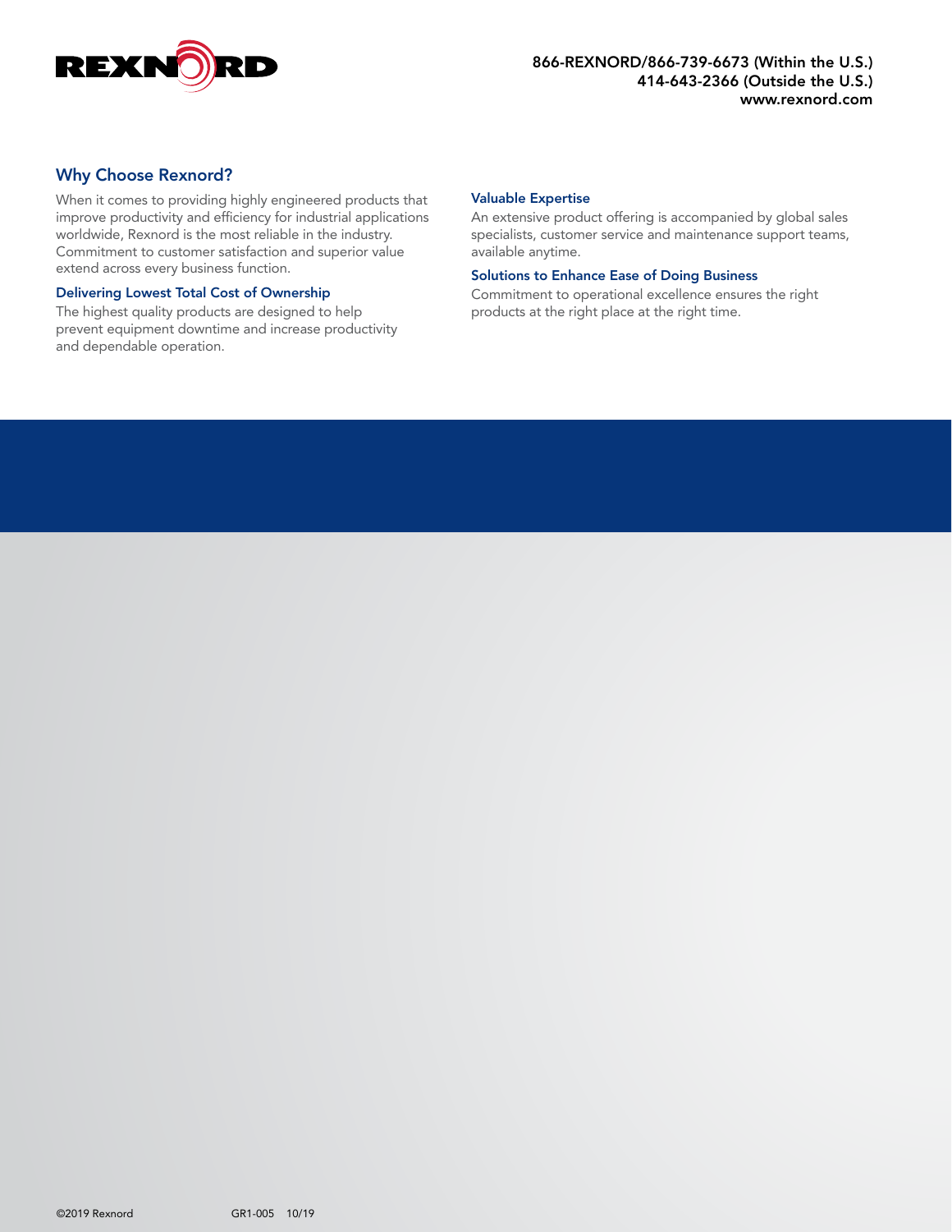866-REXNORD/866-739-6673 (Within the U.S.)
414-643-2366 (Outside the U.S.)
www.rexnord.com

## Why Choose Rexnord?

When it comes to providing highly engineered products that improve productivity and efficiency for industrial applications worldwide, Rexnord is the most reliable in the industry. Commitment to customer satisfaction and superior value extend across every business function.

### Delivering Lowest Total Cost of Ownership

The highest quality products are designed to help prevent equipment downtime and increase productivity and dependable operation.

### Valuable Expertise

An extensive product offering is accompanied by global sales specialists, customer service and maintenance support teams, available anytime.

### Solutions to Enhance Ease of Doing Business

Commitment to operational excellence ensures the right products at the right place at the right time.

©2019 Rexnord GR1-005 10/19